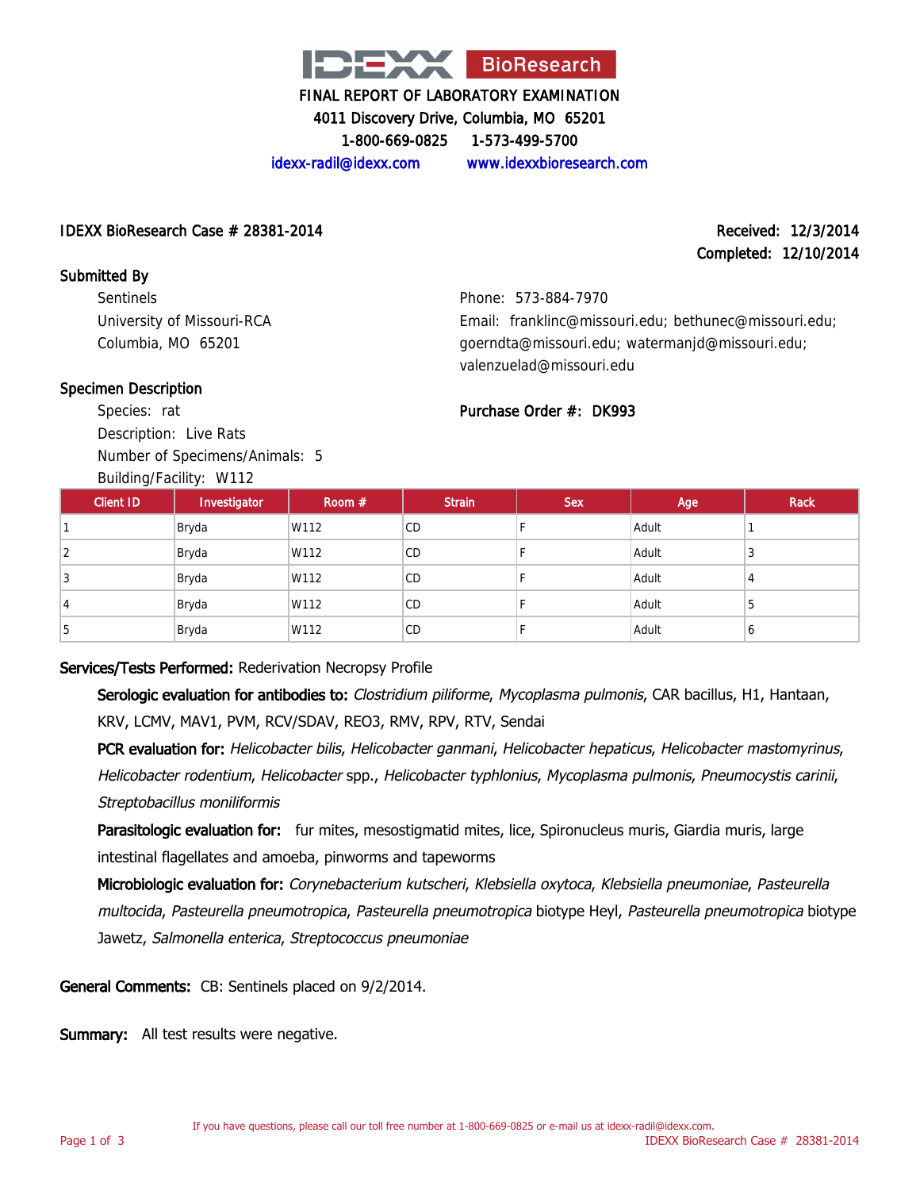# IDEXX BioResearch

**FINAL REPORT OF LABORATORY EXAMINATION**

4011 Discovery Drive, Columbia, MO 65201

1-800-669-0825 1-573-499-5700

idexx-radil@idexx.com www.idexxbioresearch.com

**IDEXX BioResearch Case # 28381-2014**

Received: 12/3/2014

Completed: 12/10/2014

**Submitted By**

Sentinels
University of Missouri-RCA
Columbia, MO 65201

Phone: 573-884-7970
Email: franklinc@missouri.edu; bethunec@missouri.edu; goerndta@missouri.edu; watermanjd@missouri.edu; valenzuelad@missouri.edu

**Specimen Description**

Species: rat
Description: Live Rats
Number of Specimens/Animals: 5
Building/Facility: W112

**Purchase Order #: DK993**

| Client ID | Investigator | Room # | Strain | Sex | Age | Rack |
|---|---|---|---|---|---|---|
| 1 | Bryda | W112 | CD | F | Adult | 1 |
| 2 | Bryda | W112 | CD | F | Adult | 3 |
| 3 | Bryda | W112 | CD | F | Adult | 4 |
| 4 | Bryda | W112 | CD | F | Adult | 5 |
| 5 | Bryda | W112 | CD | F | Adult | 6 |

**Services/Tests Performed:** Rederivation Necropsy Profile

**Serologic evaluation for antibodies to:** *Clostridium piliforme*, *Mycoplasma pulmonis*, CAR bacillus, H1, Hantaan, KRV, LCMV, MAV1, PVM, RCV/SDAV, REO3, RMV, RPV, RTV, Sendai

**PCR evaluation for:** *Helicobacter bilis*, *Helicobacter ganmani*, *Helicobacter hepaticus*, *Helicobacter mastomyrinus*, *Helicobacter rodentium*, *Helicobacter* spp., *Helicobacter typhlonius*, *Mycoplasma pulmonis*, *Pneumocystis carinii*, *Streptobacillus moniliformis*

**Parasitologic evaluation for:** fur mites, mesostigmatid mites, lice, Spironucleus muris, Giardia muris, large intestinal flagellates and amoeba, pinworms and tapeworms

**Microbiologic evaluation for:** *Corynebacterium kutscheri*, *Klebsiella oxytoca*, *Klebsiella pneumoniae*, *Pasteurella multocida*, *Pasteurella pneumotropica*, *Pasteurella pneumotropica* biotype Heyl, *Pasteurella pneumotropica* biotype Jawetz, *Salmonella enterica*, *Streptococcus pneumoniae*

**General Comments:** CB: Sentinels placed on 9/2/2014.

**Summary:** All test results were negative.

If you have questions, please call our toll free number at 1-800-669-0825 or e-mail us at idexx-radil@idexx.com.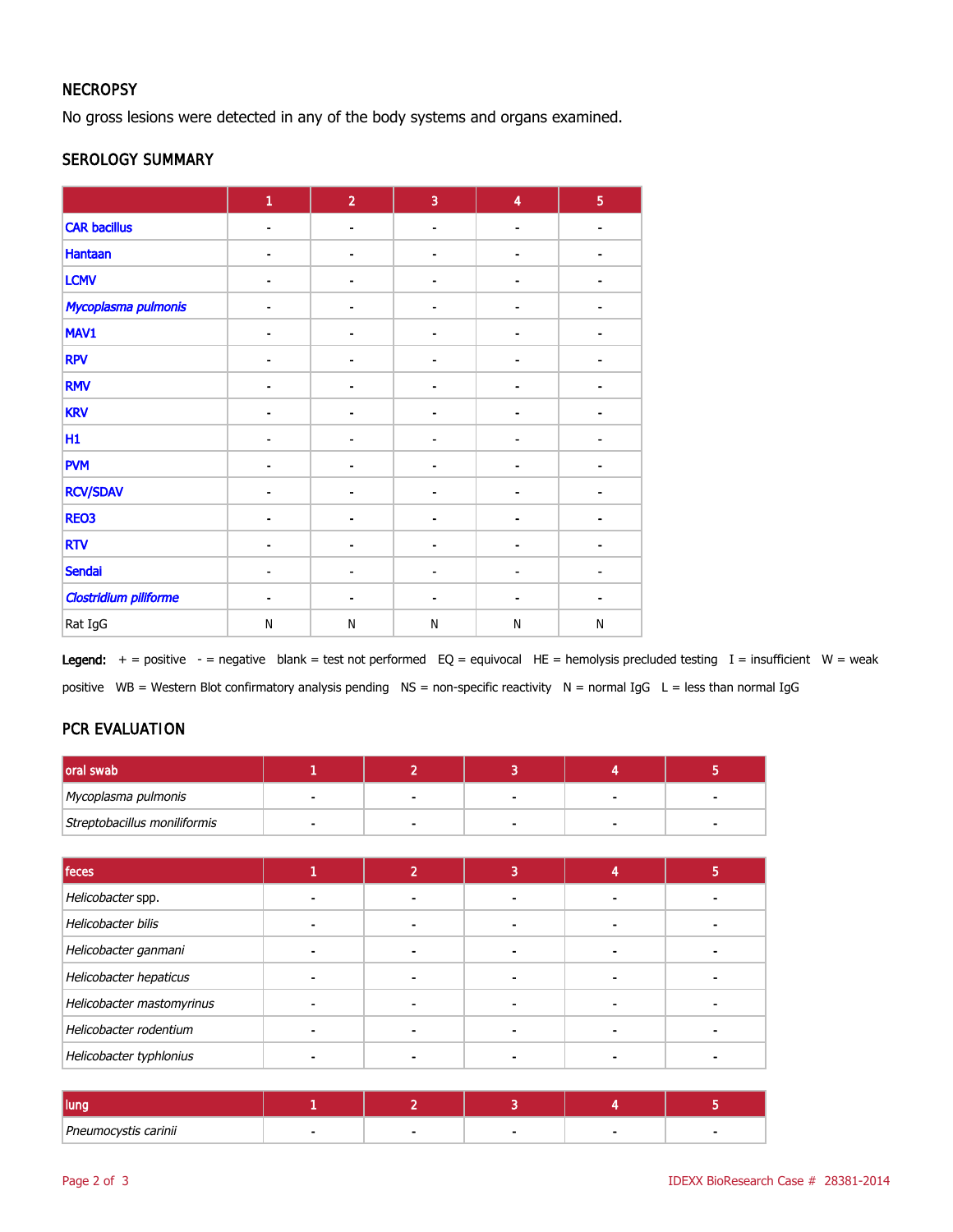## NECROPSY

No gross lesions were detected in any of the body systems and organs examined.

## SEROLOGY SUMMARY

| | 1 | 2 | 3 | 4 | 5 |
|---|---|---|---|---|---|
| CAR bacillus | - | - | - | - | - |
| Hantaan | - | - | - | - | - |
| LCMV | - | - | - | - | - |
| *Mycoplasma pulmonis* | - | - | - | - | - |
| MAV1 | - | - | - | - | - |
| RPV | - | - | - | - | - |
| RMV | - | - | - | - | - |
| KRV | - | - | - | - | - |
| H1 | - | - | - | - | - |
| PVM | - | - | - | - | - |
| RCV/SDAV | - | - | - | - | - |
| REO3 | - | - | - | - | - |
| RTV | - | - | - | - | - |
| Sendai | - | - | - | - | - |
| *Clostridium piliforme* | - | - | - | - | - |
| Rat IgG | N | N | N | N | N |

**Legend:** + = positive - = negative blank = test not performed EQ = equivocal HE = hemolysis precluded testing I = insufficient W = weak positive WB = Western Blot confirmatory analysis pending NS = non-specific reactivity N = normal IgG L = less than normal IgG

## PCR EVALUATION

| oral swab | 1 | 2 | 3 | 4 | 5 |
|---|---|---|---|---|---|
| *Mycoplasma pulmonis* | - | - | - | - | - |
| *Streptobacillus moniliformis* | - | - | - | - | - |

| feces | 1 | 2 | 3 | 4 | 5 |
|---|---|---|---|---|---|
| *Helicobacter* spp. | - | - | - | - | - |
| *Helicobacter bilis* | - | - | - | - | - |
| *Helicobacter ganmani* | - | - | - | - | - |
| *Helicobacter hepaticus* | - | - | - | - | - |
| *Helicobacter mastomyrinus* | - | - | - | - | - |
| *Helicobacter rodentium* | - | - | - | - | - |
| *Helicobacter typhlonius* | - | - | - | - | - |

| lung | 1 | 2 | 3 | 4 | 5 |
|---|---|---|---|---|---|
| *Pneumocystis carinii* | - | - | - | - | - |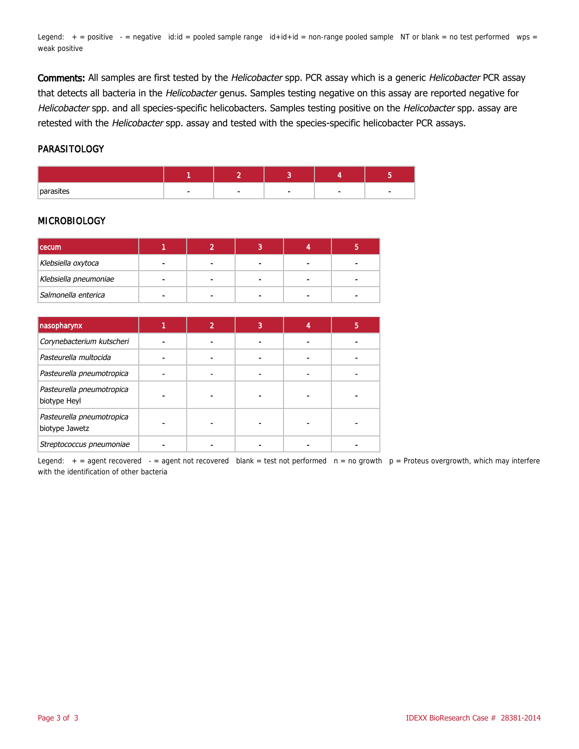Legend: + = positive - = negative id:id = pooled sample range id+id+id = non-range pooled sample NT or blank = no test performed wps = weak positive

**Comments:** All samples are first tested by the *Helicobacter* spp. PCR assay which is a generic *Helicobacter* PCR assay that detects all bacteria in the *Helicobacter* genus. Samples testing negative on this assay are reported negative for *Helicobacter* spp. and all species-specific helicobacters. Samples testing positive on the *Helicobacter* spp. assay are retested with the *Helicobacter* spp. assay and tested with the species-specific helicobacter PCR assays.

## PARASITOLOGY

| | 1 | 2 | 3 | 4 | 5 |
|---|---|---|---|---|---|
| parasites | - | - | - | - | - |

## MICROBIOLOGY

| cecum | 1 | 2 | 3 | 4 | 5 |
|---|---|---|---|---|---|
| *Klebsiella oxytoca* | - | - | - | - | - |
| *Klebsiella pneumoniae* | - | - | - | - | - |
| *Salmonella enterica* | - | - | - | - | - |

| nasopharynx | 1 | 2 | 3 | 4 | 5 |
|---|---|---|---|---|---|
| *Corynebacterium kutscheri* | - | - | - | - | - |
| *Pasteurella multocida* | - | - | - | - | - |
| *Pasteurella pneumotropica* | - | - | - | - | - |
| *Pasteurella pneumotropica* biotype Heyl | - | - | - | - | - |
| *Pasteurella pneumotropica* biotype Jawetz | - | - | - | - | - |
| *Streptococcus pneumoniae* | - | - | - | - | - |

Legend: + = agent recovered - = agent not recovered blank = test not performed n = no growth p = Proteus overgrowth, which may interfere with the identification of other bacteria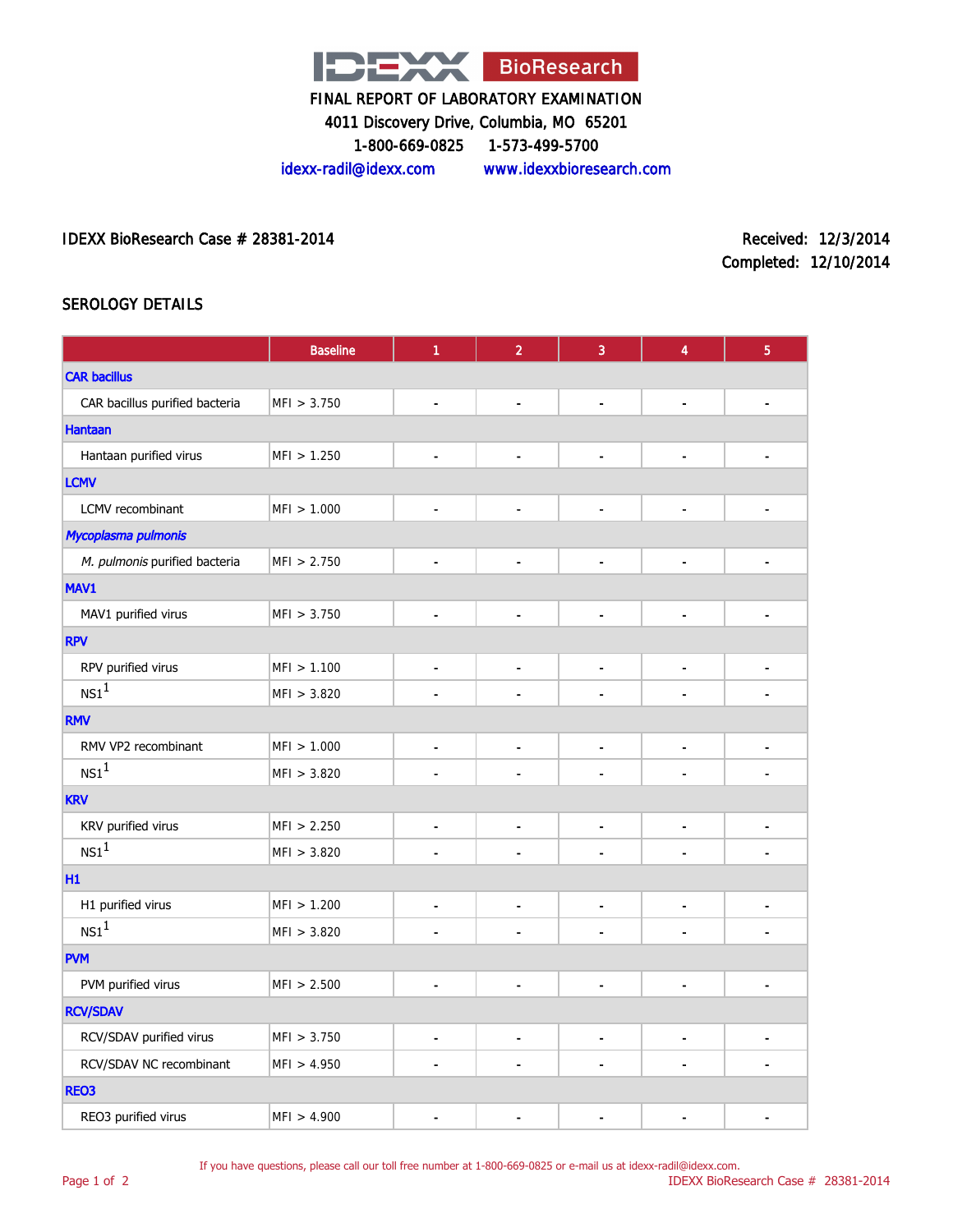# IDEXX BioResearch

FINAL REPORT OF LABORATORY EXAMINATION

4011 Discovery Drive, Columbia, MO 65201

1-800-669-0825 1-573-499-5700

idexx-radil@idexx.com www.idexxbioresearch.com

IDEXX BioResearch Case # 28381-2014

Received: 12/3/2014

Completed: 12/10/2014

## SEROLOGY DETAILS

| | Baseline | 1 | 2 | 3 | 4 | 5 |
|---|---|---|---|---|---|---|
| **CAR bacillus** | | | | | | |
| CAR bacillus purified bacteria | MFI > 3.750 | - | - | - | - | - |
| **Hantaan** | | | | | | |
| Hantaan purified virus | MFI > 1.250 | - | - | - | - | - |
| **LCMV** | | | | | | |
| LCMV recombinant | MFI > 1.000 | - | - | - | - | - |
| ***Mycoplasma pulmonis*** | | | | | | |
| *M. pulmonis* purified bacteria | MFI > 2.750 | - | - | - | - | - |
| **MAV1** | | | | | | |
| MAV1 purified virus | MFI > 3.750 | - | - | - | - | - |
| **RPV** | | | | | | |
| RPV purified virus | MFI > 1.100 | - | - | - | - | - |
| NS1[1] | MFI > 3.820 | - | - | - | - | - |
| **RMV** | | | | | | |
| RMV VP2 recombinant | MFI > 1.000 | - | - | - | - | - |
| NS1[1] | MFI > 3.820 | - | - | - | - | - |
| **KRV** | | | | | | |
| KRV purified virus | MFI > 2.250 | - | - | - | - | - |
| NS1[1] | MFI > 3.820 | - | - | - | - | - |
| **H1** | | | | | | |
| H1 purified virus | MFI > 1.200 | - | - | - | - | - |
| NS1[1] | MFI > 3.820 | - | - | - | - | - |
| **PVM** | | | | | | |
| PVM purified virus | MFI > 2.500 | - | - | - | - | - |
| **RCV/SDAV** | | | | | | |
| RCV/SDAV purified virus | MFI > 3.750 | - | - | - | - | - |
| RCV/SDAV NC recombinant | MFI > 4.950 | - | - | - | - | - |
| **REO3** | | | | | | |
| REO3 purified virus | MFI > 4.900 | - | - | - | - | - |

If you have questions, please call our toll free number at 1-800-669-0825 or e-mail us at idexx-radil@idexx.com.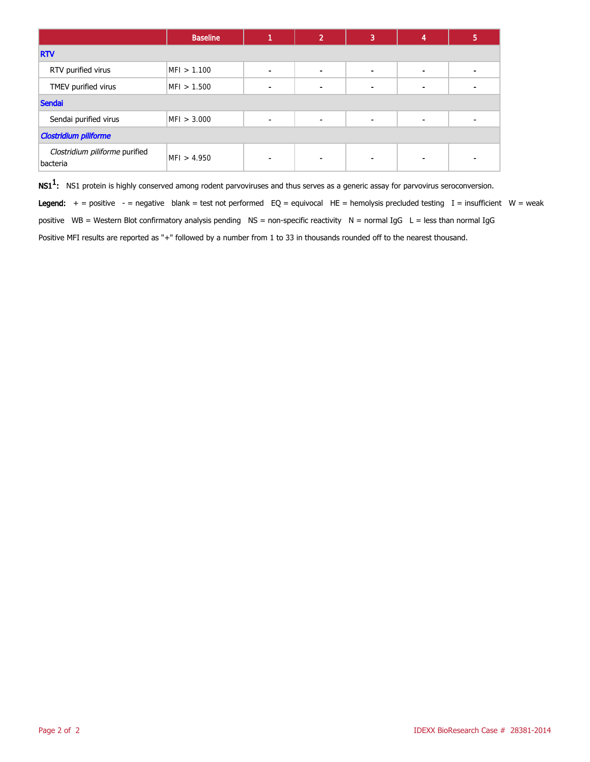| | Baseline | 1 | 2 | 3 | 4 | 5 |
|---|---|---|---|---|---|---|
| **RTV** | | | | | | |
| RTV purified virus | MFI > 1.100 | - | - | - | - | - |
| TMEV purified virus | MFI > 1.500 | - | - | - | - | - |
| **Sendai** | | | | | | |
| Sendai purified virus | MFI > 3.000 | - | - | - | - | - |
| ***Clostridium piliforme*** | | | | | | |
| *Clostridium piliforme* purified bacteria | MFI > 4.950 | - | - | - | - | - |

**NS1[1]:** NS1 protein is highly conserved among rodent parvoviruses and thus serves as a generic assay for parvovirus seroconversion.

**Legend:** + = positive - = negative blank = test not performed EQ = equivocal HE = hemolysis precluded testing I = insufficient W = weak positive WB = Western Blot confirmatory analysis pending NS = non-specific reactivity N = normal IgG L = less than normal IgG

Positive MFI results are reported as "+" followed by a number from 1 to 33 in thousands rounded off to the nearest thousand.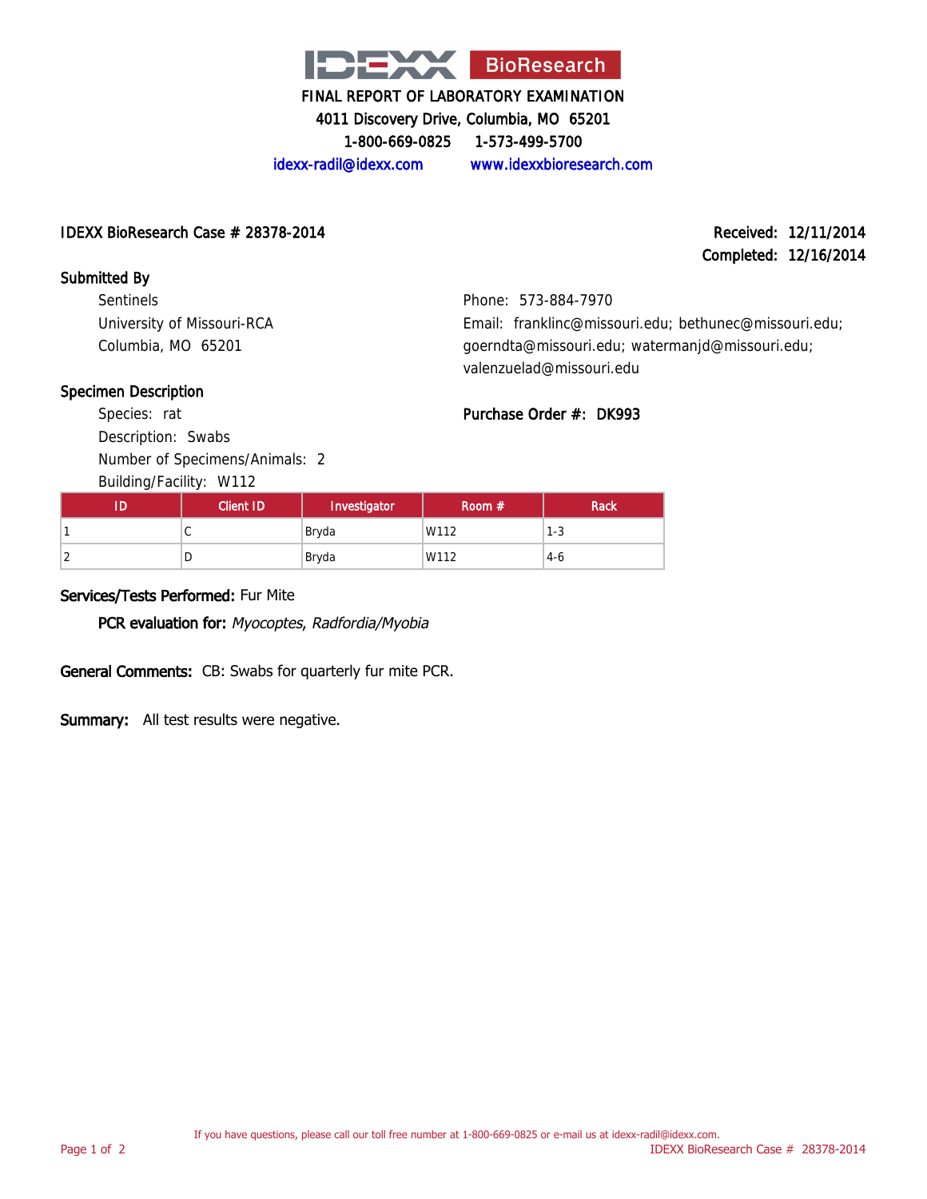# IDEXX BioResearch

FINAL REPORT OF LABORATORY EXAMINATION
4011 Discovery Drive, Columbia, MO 65201
1-800-669-0825 1-573-499-5700
idexx-radil@idexx.com www.idexxbioresearch.com

**IDEXX BioResearch Case # 28378-2014**

**Received:** 12/11/2014
**Completed:** 12/16/2014

**Submitted By**

Sentinels
University of Missouri-RCA
Columbia, MO 65201

Phone: 573-884-7970
Email: franklinc@missouri.edu; bethunec@missouri.edu; goerndta@missouri.edu; watermanjd@missouri.edu; valenzuelad@missouri.edu

**Specimen Description**

Species: rat
Description: Swabs
Number of Specimens/Animals: 2
Building/Facility: W112

**Purchase Order #:** DK993

| ID | Client ID | Investigator | Room # | Rack |
|---|---|---|---|---|
| 1 | C | Bryda | W112 | 1-3 |
| 2 | D | Bryda | W112 | 4-6 |

**Services/Tests Performed:** Fur Mite

**PCR evaluation for:** *Myocoptes, Radfordia/Myobia*

**General Comments:** CB: Swabs for quarterly fur mite PCR.

**Summary:** All test results were negative.

If you have questions, please call our toll free number at 1-800-669-0825 or e-mail us at idexx-radil@idexx.com.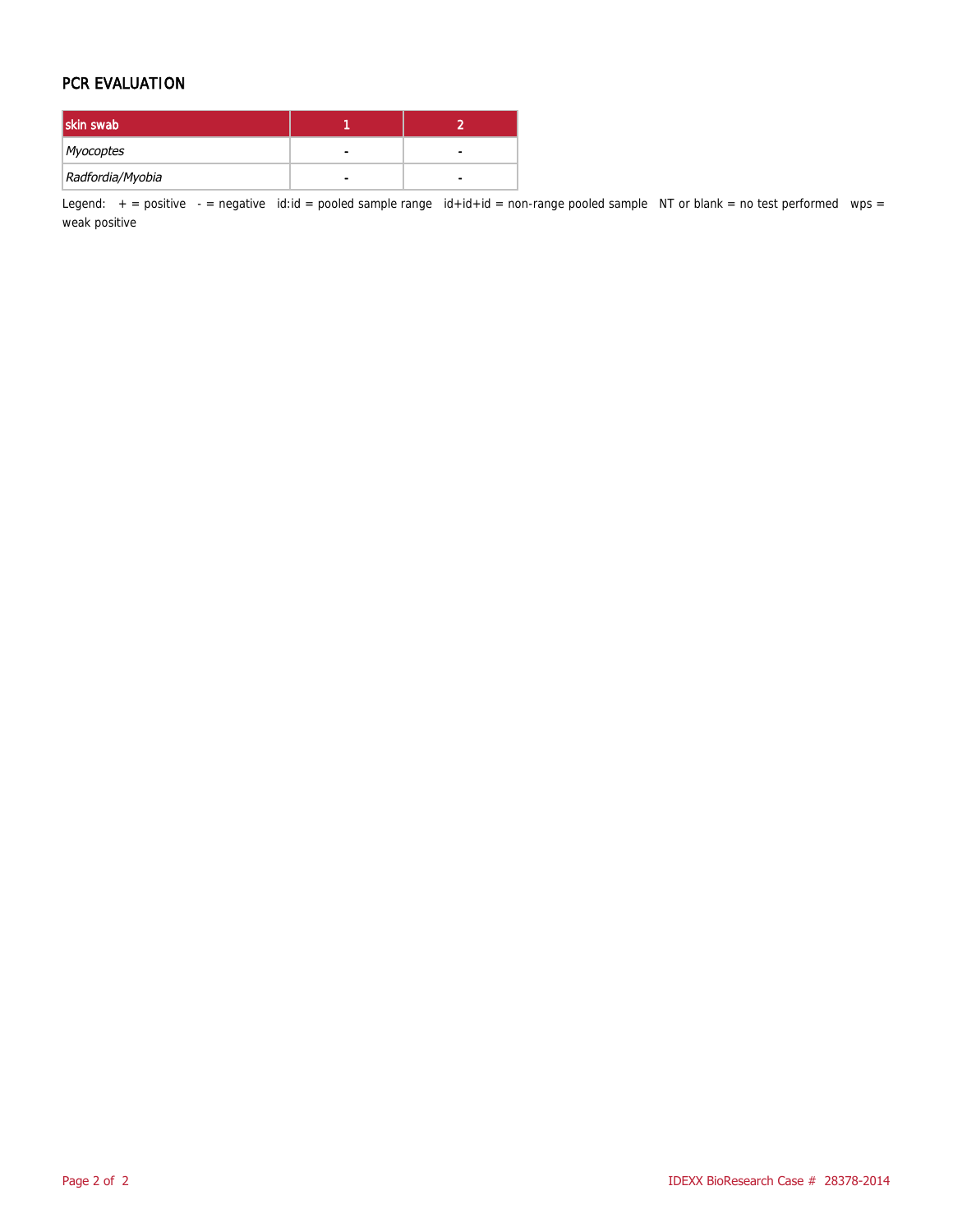## PCR EVALUATION

| skin swab | 1 | 2 |
|---|---|---|
| *Myocoptes* | - | - |
| *Radfordia/Myobia* | - | - |

Legend: + = positive - = negative id:id = pooled sample range id+id+id = non-range pooled sample NT or blank = no test performed wps = weak positive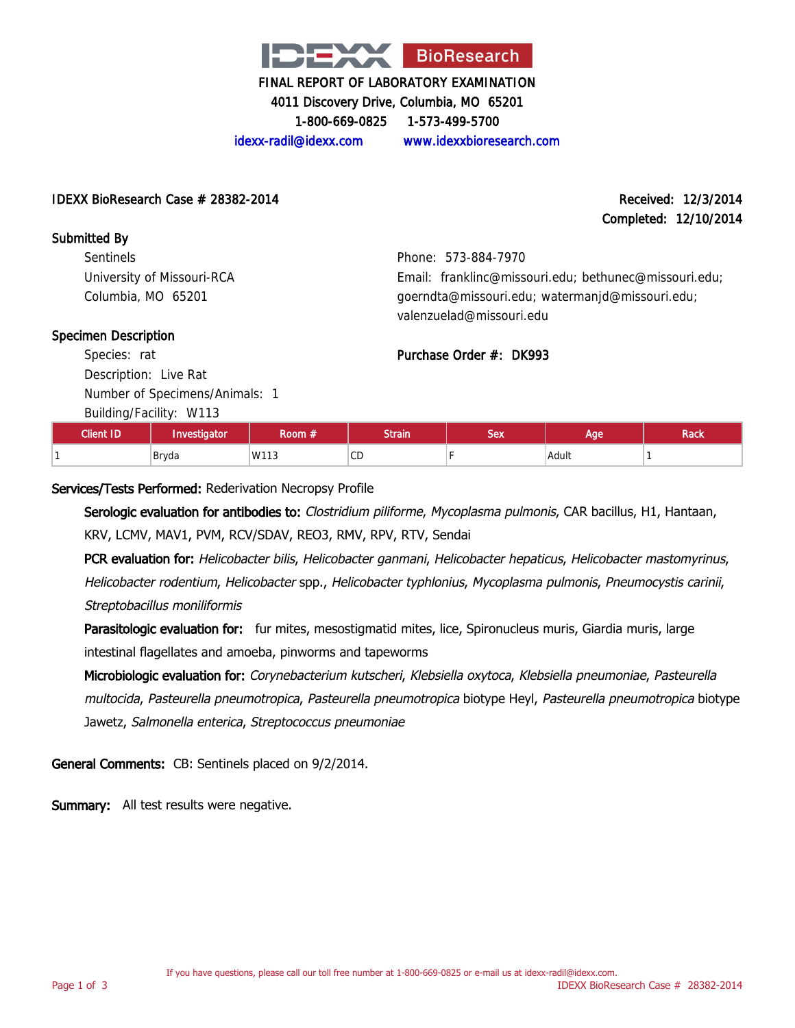# IDEXX BioResearch

FINAL REPORT OF LABORATORY EXAMINATION
4011 Discovery Drive, Columbia, MO 65201
1-800-669-0825 1-573-499-5700
idexx-radil@idexx.com www.idexxbioresearch.com

**IDEXX BioResearch Case # 28382-2014**

**Received:** 12/3/2014
**Completed:** 12/10/2014

**Submitted By**

Sentinels
University of Missouri-RCA
Columbia, MO 65201

Phone: 573-884-7970
Email: franklinc@missouri.edu; bethunec@missouri.edu; goerndta@missouri.edu; watermanjd@missouri.edu; valenzuelad@missouri.edu

**Specimen Description**

Species: rat
Description: Live Rat
Number of Specimens/Animals: 1
Building/Facility: W113

**Purchase Order #:** DK993

| Client ID | Investigator | Room # | Strain | Sex | Age | Rack |
|---|---|---|---|---|---|---|
| 1 | Bryda | W113 | CD | F | Adult | 1 |

**Services/Tests Performed:** Rederivation Necropsy Profile

**Serologic evaluation for antibodies to:** *Clostridium piliforme*, *Mycoplasma pulmonis*, CAR bacillus, H1, Hantaan, KRV, LCMV, MAV1, PVM, RCV/SDAV, REO3, RMV, RPV, RTV, Sendai

**PCR evaluation for:** *Helicobacter bilis*, *Helicobacter ganmani*, *Helicobacter hepaticus*, *Helicobacter mastomyrinus*, *Helicobacter rodentium*, *Helicobacter* spp., *Helicobacter typhlonius*, *Mycoplasma pulmonis*, *Pneumocystis carinii*, *Streptobacillus moniliformis*

**Parasitologic evaluation for:** fur mites, mesostigmatid mites, lice, Spironucleus muris, Giardia muris, large intestinal flagellates and amoeba, pinworms and tapeworms

**Microbiologic evaluation for:** *Corynebacterium kutscheri*, *Klebsiella oxytoca*, *Klebsiella pneumoniae*, *Pasteurella multocida*, *Pasteurella pneumotropica*, *Pasteurella pneumotropica* biotype Heyl, *Pasteurella pneumotropica* biotype Jawetz, *Salmonella enterica*, *Streptococcus pneumoniae*

**General Comments:** CB: Sentinels placed on 9/2/2014.

**Summary:** All test results were negative.

If you have questions, please call our toll free number at 1-800-669-0825 or e-mail us at idexx-radil@idexx.com.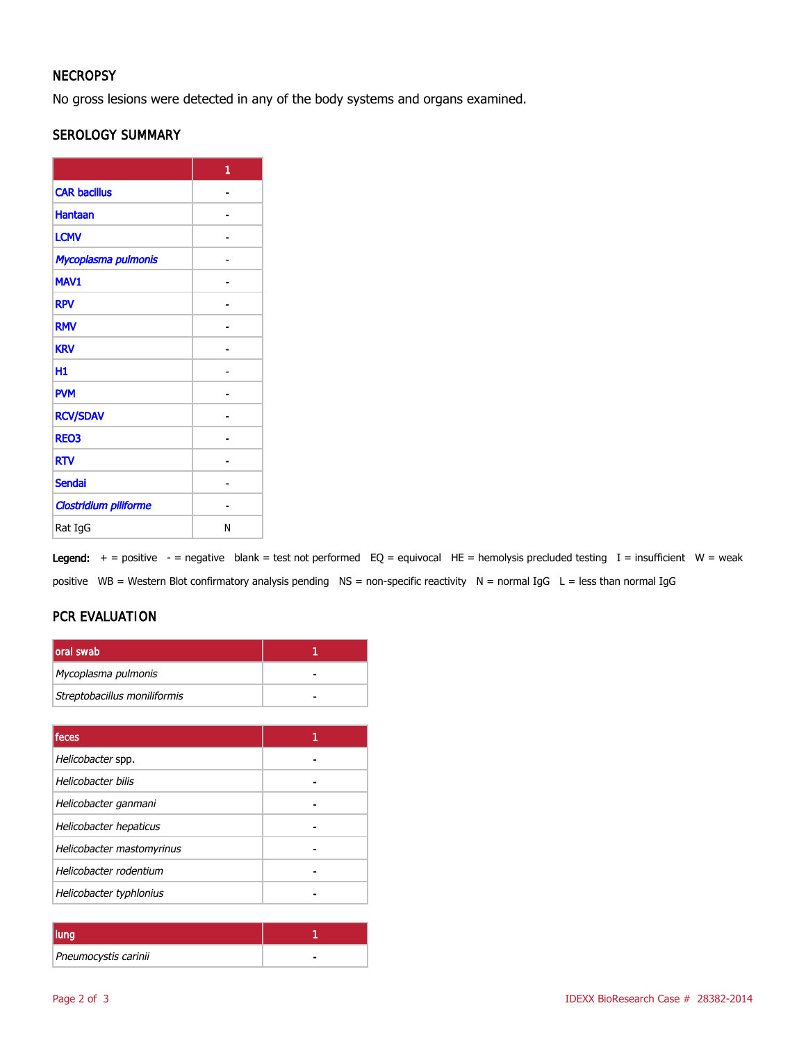## NECROPSY

No gross lesions were detected in any of the body systems and organs examined.

## SEROLOGY SUMMARY

| | 1 |
|---|---|
| CAR bacillus | - |
| Hantaan | - |
| LCMV | - |
| *Mycoplasma pulmonis* | - |
| MAV1 | - |
| RPV | - |
| RMV | - |
| KRV | - |
| H1 | - |
| PVM | - |
| RCV/SDAV | - |
| REO3 | - |
| RTV | - |
| Sendai | - |
| *Clostridium piliforme* | - |
| Rat IgG | N |

**Legend:** + = positive - = negative blank = test not performed EQ = equivocal HE = hemolysis precluded testing I = insufficient W = weak positive WB = Western Blot confirmatory analysis pending NS = non-specific reactivity N = normal IgG L = less than normal IgG

## PCR EVALUATION

| oral swab | 1 |
|---|---|
| *Mycoplasma pulmonis* | - |
| *Streptobacillus moniliformis* | - |

| feces | 1 |
|---|---|
| *Helicobacter* spp. | - |
| *Helicobacter bilis* | - |
| *Helicobacter ganmani* | - |
| *Helicobacter hepaticus* | - |
| *Helicobacter mastomyrinus* | - |
| *Helicobacter rodentium* | - |
| *Helicobacter typhlonius* | - |

| lung | 1 |
|---|---|
| *Pneumocystis carinii* | - |

IDEXX BioResearch Case # 28382-2014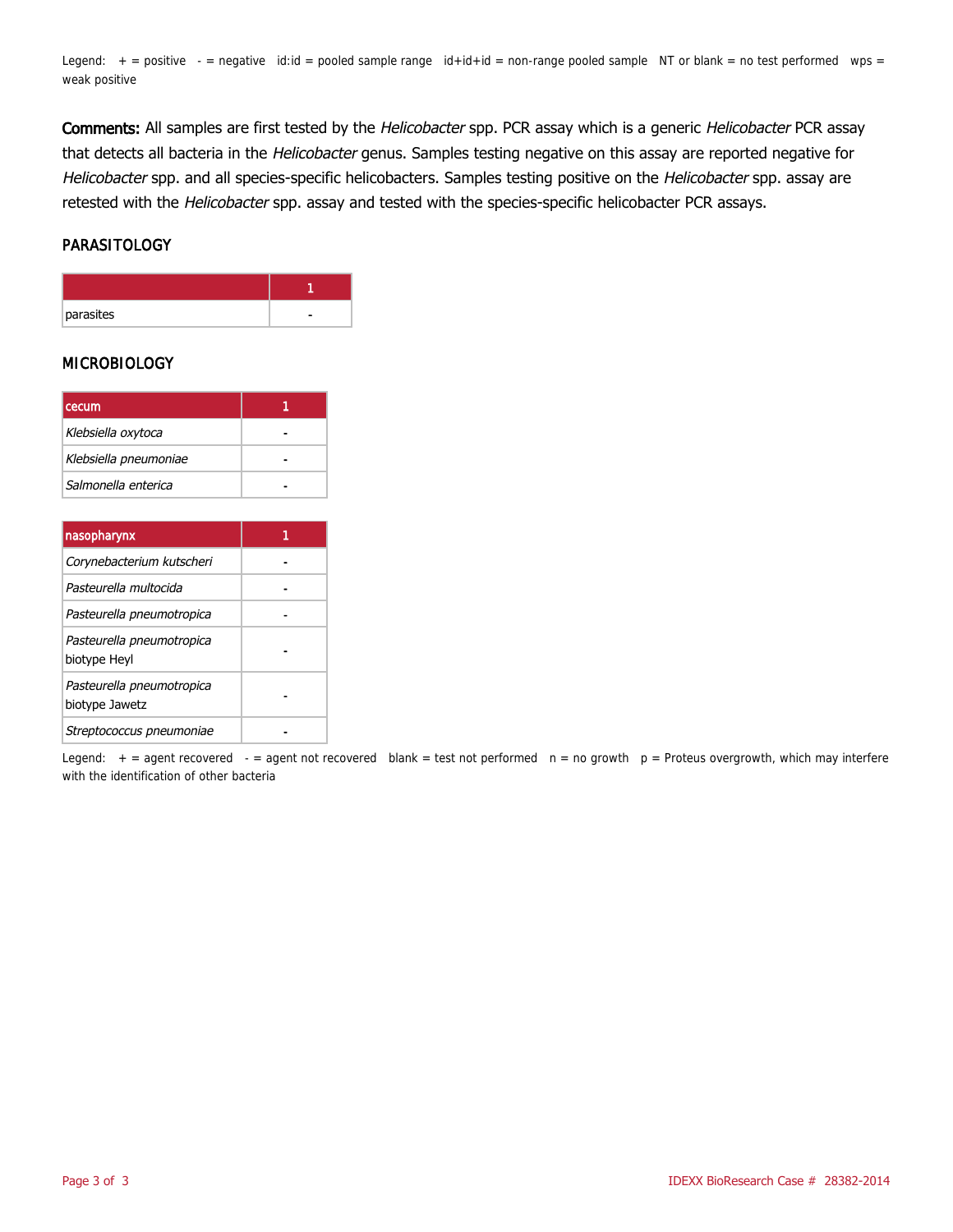Legend: + = positive - = negative id:id = pooled sample range id+id+id = non-range pooled sample NT or blank = no test performed wps = weak positive

**Comments:** All samples are first tested by the *Helicobacter* spp. PCR assay which is a generic *Helicobacter* PCR assay that detects all bacteria in the *Helicobacter* genus. Samples testing negative on this assay are reported negative for *Helicobacter* spp. and all species-specific helicobacters. Samples testing positive on the *Helicobacter* spp. assay are retested with the *Helicobacter* spp. assay and tested with the species-specific helicobacter PCR assays.

## PARASITOLOGY

| | 1 |
|---|---|
| parasites | - |

## MICROBIOLOGY

| cecum | 1 |
|---|---|
| *Klebsiella oxytoca* | - |
| *Klebsiella pneumoniae* | - |
| *Salmonella enterica* | - |

| nasopharynx | 1 |
|---|---|
| *Corynebacterium kutscheri* | - |
| *Pasteurella multocida* | - |
| *Pasteurella pneumotropica* | - |
| *Pasteurella pneumotropica* biotype Heyl | - |
| *Pasteurella pneumotropica* biotype Jawetz | - |
| *Streptococcus pneumoniae* | - |

Legend: + = agent recovered - = agent not recovered blank = test not performed n = no growth p = Proteus overgrowth, which may interfere with the identification of other bacteria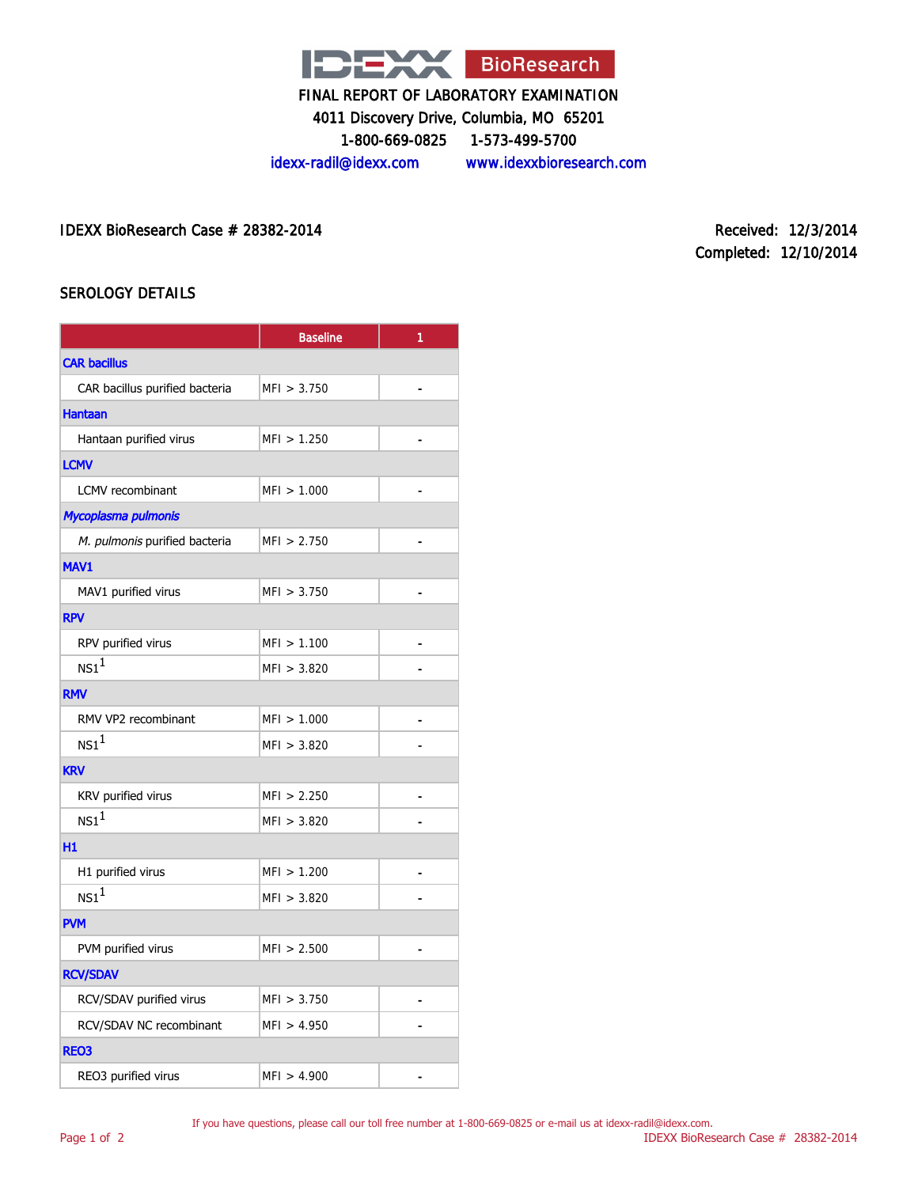IDEXX BioResearch

FINAL REPORT OF LABORATORY EXAMINATION

4011 Discovery Drive, Columbia, MO 65201

1-800-669-0825 1-573-499-5700

idexx-radil@idexx.com www.idexxbioresearch.com

IDEXX BioResearch Case # 28382-2014

Received: 12/3/2014

Completed: 12/10/2014

## SEROLOGY DETAILS

| | Baseline | 1 |
|---|---|---|
| **CAR bacillus** | | |
| CAR bacillus purified bacteria | MFI > 3.750 | - |
| **Hantaan** | | |
| Hantaan purified virus | MFI > 1.250 | - |
| **LCMV** | | |
| LCMV recombinant | MFI > 1.000 | - |
| ***Mycoplasma pulmonis*** | | |
| *M. pulmonis* purified bacteria | MFI > 2.750 | - |
| **MAV1** | | |
| MAV1 purified virus | MFI > 3.750 | - |
| **RPV** | | |
| RPV purified virus | MFI > 1.100 | - |
| NS1[1] | MFI > 3.820 | - |
| **RMV** | | |
| RMV VP2 recombinant | MFI > 1.000 | - |
| NS1[1] | MFI > 3.820 | - |
| **KRV** | | |
| KRV purified virus | MFI > 2.250 | - |
| NS1[1] | MFI > 3.820 | - |
| **H1** | | |
| H1 purified virus | MFI > 1.200 | - |
| NS1[1] | MFI > 3.820 | - |
| **PVM** | | |
| PVM purified virus | MFI > 2.500 | - |
| **RCV/SDAV** | | |
| RCV/SDAV purified virus | MFI > 3.750 | - |
| RCV/SDAV NC recombinant | MFI > 4.950 | - |
| **REO3** | | |
| REO3 purified virus | MFI > 4.900 | - |

If you have questions, please call our toll free number at 1-800-669-0825 or e-mail us at idexx-radil@idexx.com.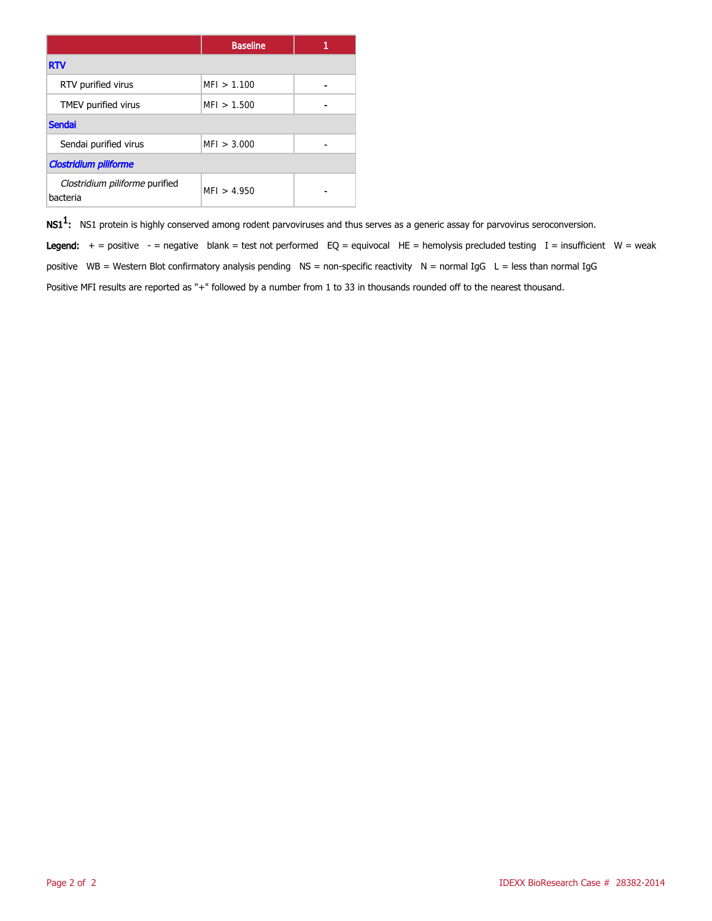| | Baseline | 1 |
|---|---|---|
| **RTV** | | |
| RTV purified virus | MFI > 1.100 | - |
| TMEV purified virus | MFI > 1.500 | - |
| **Sendai** | | |
| Sendai purified virus | MFI > 3.000 | - |
| ***Clostridium piliforme*** | | |
| *Clostridium piliforme* purified bacteria | MFI > 4.950 | - |

**NS1[1]:** NS1 protein is highly conserved among rodent parvoviruses and thus serves as a generic assay for parvovirus seroconversion.

**Legend:** + = positive - = negative blank = test not performed EQ = equivocal HE = hemolysis precluded testing I = insufficient W = weak positive WB = Western Blot confirmatory analysis pending NS = non-specific reactivity N = normal IgG L = less than normal IgG

Positive MFI results are reported as "+" followed by a number from 1 to 33 in thousands rounded off to the nearest thousand.

IDEXX BioResearch Case # 28382-2014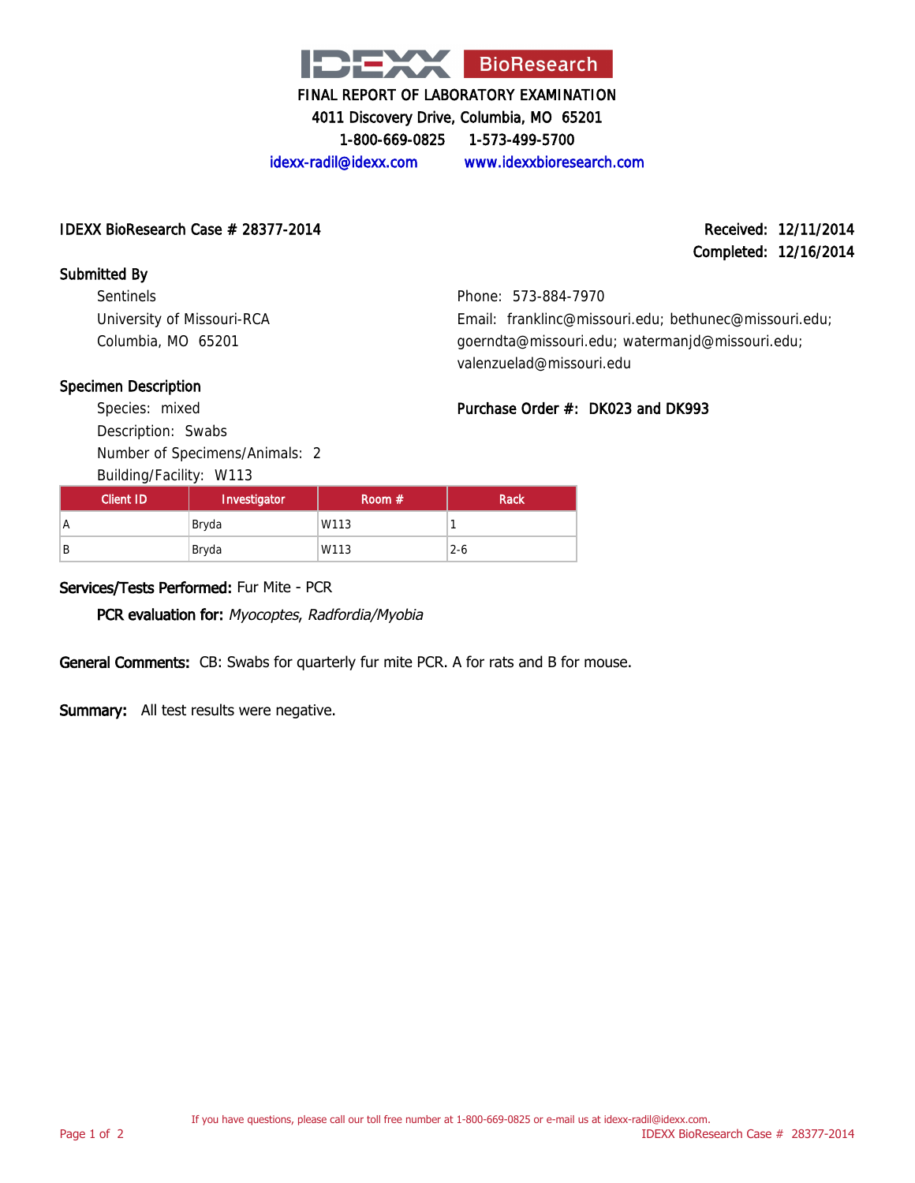IDEXX BioResearch

FINAL REPORT OF LABORATORY EXAMINATION

4011 Discovery Drive, Columbia, MO 65201

1-800-669-0825 1-573-499-5700

idexx-radil@idexx.com www.idexxbioresearch.com

**IDEXX BioResearch Case # 28377-2014**

**Received:** 12/11/2014
**Completed:** 12/16/2014

**Submitted By**

Sentinels
University of Missouri-RCA
Columbia, MO 65201

Phone: 573-884-7970
Email: franklinc@missouri.edu; bethunec@missouri.edu; goerndta@missouri.edu; watermanjd@missouri.edu; valenzuelad@missouri.edu

**Specimen Description**

Species: mixed
Description: Swabs
Number of Specimens/Animals: 2
Building/Facility: W113

**Purchase Order #:** DK023 and DK993

| Client ID | Investigator | Room # | Rack |
|---|---|---|---|
| A | Bryda | W113 | 1 |
| B | Bryda | W113 | 2-6 |

**Services/Tests Performed:** Fur Mite - PCR

**PCR evaluation for:** *Myocoptes, Radfordia/Myobia*

**General Comments:** CB: Swabs for quarterly fur mite PCR. A for rats and B for mouse.

**Summary:** All test results were negative.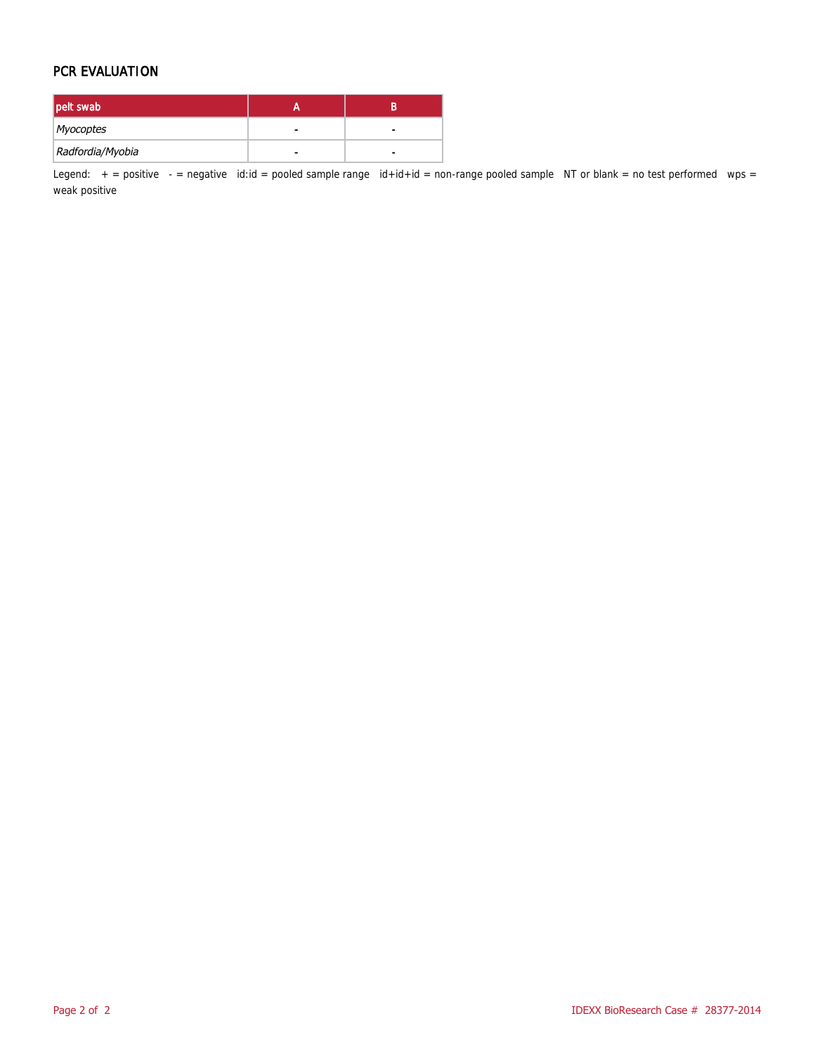## PCR EVALUATION

| pelt swab | A | B |
|---|---|---|
| *Myocoptes* | - | - |
| *Radfordia/Myobia* | - | - |

Legend: + = positive - = negative id:id = pooled sample range id+id+id = non-range pooled sample NT or blank = no test performed wps = weak positive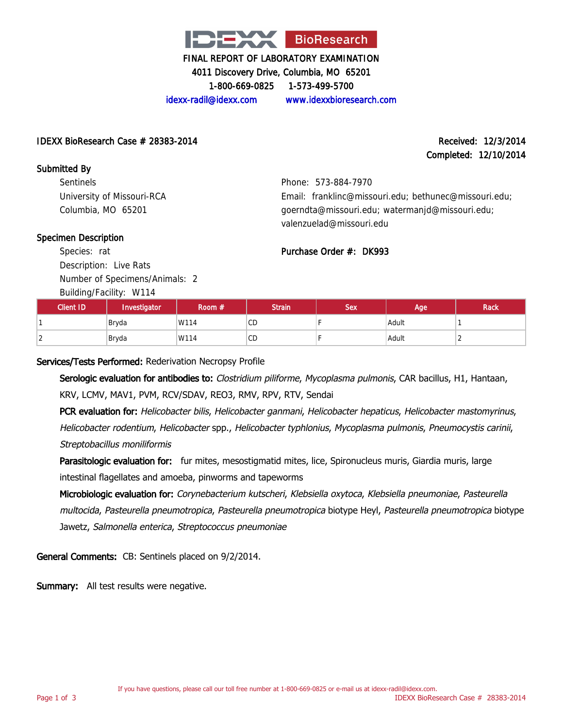# IDEXX BioResearch

FINAL REPORT OF LABORATORY EXAMINATION
4011 Discovery Drive, Columbia, MO 65201
1-800-669-0825 1-573-499-5700
idexx-radil@idexx.com www.idexxbioresearch.com

**IDEXX BioResearch Case # 28383-2014**

**Received: 12/3/2014**
**Completed: 12/10/2014**

**Submitted By**

Sentinels
University of Missouri-RCA
Columbia, MO 65201

Phone: 573-884-7970
Email: franklinc@missouri.edu; bethunec@missouri.edu; goerndta@missouri.edu; watermanjd@missouri.edu; valenzuelad@missouri.edu

**Specimen Description**

Species: rat
Description: Live Rats
Number of Specimens/Animals: 2
Building/Facility: W114

**Purchase Order #: DK993**

| Client ID | Investigator | Room # | Strain | Sex | Age | Rack |
|---|---|---|---|---|---|---|
| 1 | Bryda | W114 | CD | F | Adult | 1 |
| 2 | Bryda | W114 | CD | F | Adult | 2 |

**Services/Tests Performed:** Rederivation Necropsy Profile

**Serologic evaluation for antibodies to:** *Clostridium piliforme*, *Mycoplasma pulmonis*, CAR bacillus, H1, Hantaan, KRV, LCMV, MAV1, PVM, RCV/SDAV, REO3, RMV, RPV, RTV, Sendai

**PCR evaluation for:** *Helicobacter bilis*, *Helicobacter ganmani*, *Helicobacter hepaticus*, *Helicobacter mastomyrinus*, *Helicobacter rodentium*, *Helicobacter* spp., *Helicobacter typhlonius*, *Mycoplasma pulmonis*, *Pneumocystis carinii*, *Streptobacillus moniliformis*

**Parasitologic evaluation for:** fur mites, mesostigmatid mites, lice, Spironucleus muris, Giardia muris, large intestinal flagellates and amoeba, pinworms and tapeworms

**Microbiologic evaluation for:** *Corynebacterium kutscheri*, *Klebsiella oxytoca*, *Klebsiella pneumoniae*, *Pasteurella multocida*, *Pasteurella pneumotropica*, *Pasteurella pneumotropica* biotype Heyl, *Pasteurella pneumotropica* biotype Jawetz, *Salmonella enterica*, *Streptococcus pneumoniae*

**General Comments:** CB: Sentinels placed on 9/2/2014.

**Summary:** All test results were negative.

If you have questions, please call our toll free number at 1-800-669-0825 or e-mail us at idexx-radil@idexx.com.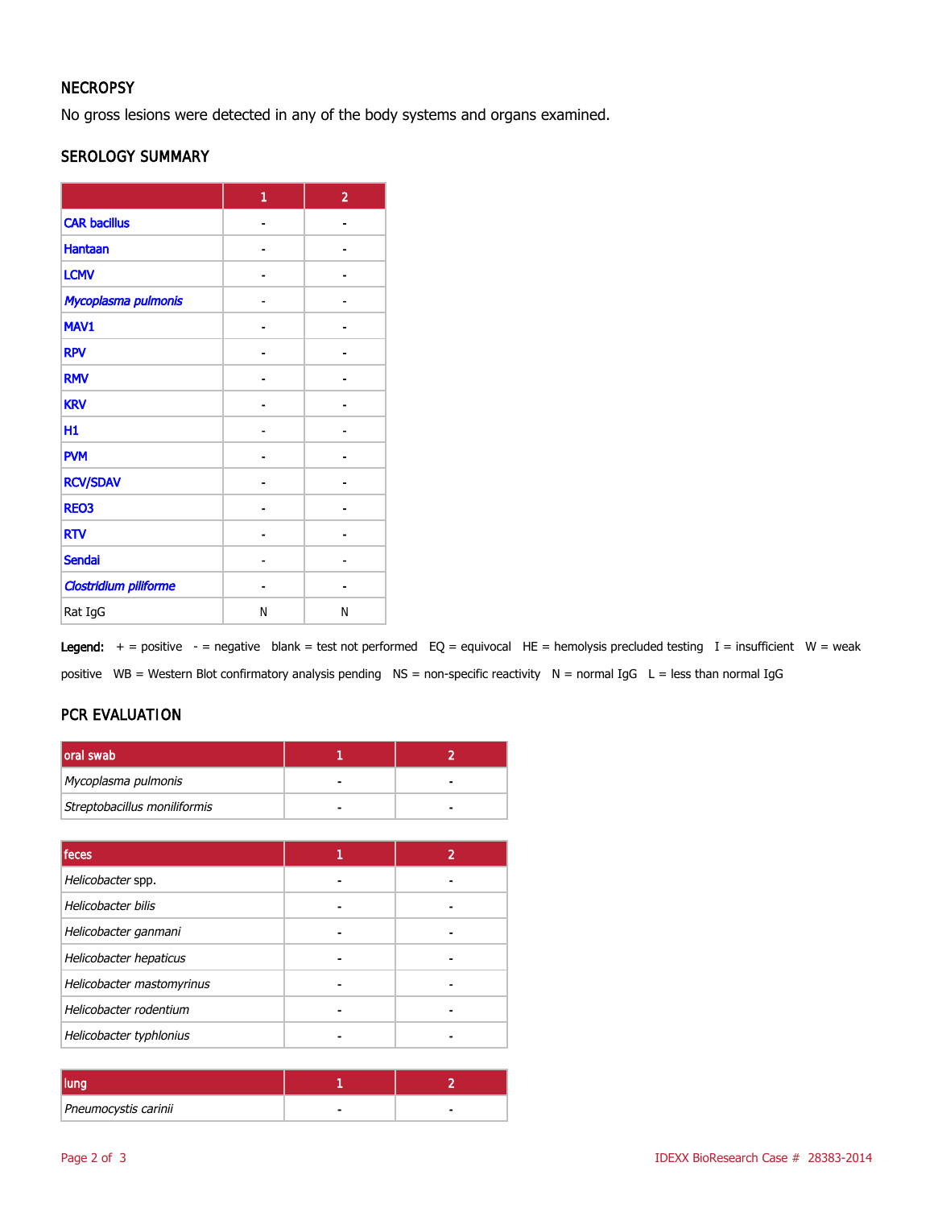## NECROPSY

No gross lesions were detected in any of the body systems and organs examined.

## SEROLOGY SUMMARY

| | 1 | 2 |
|---|---|---|
| CAR bacillus | - | - |
| Hantaan | - | - |
| LCMV | - | - |
| *Mycoplasma pulmonis* | - | - |
| MAV1 | - | - |
| RPV | - | - |
| RMV | - | - |
| KRV | - | - |
| H1 | - | - |
| PVM | - | - |
| RCV/SDAV | - | - |
| REO3 | - | - |
| RTV | - | - |
| Sendai | - | - |
| *Clostridium piliforme* | - | - |
| Rat IgG | N | N |

**Legend:** + = positive - = negative blank = test not performed EQ = equivocal HE = hemolysis precluded testing I = insufficient W = weak positive WB = Western Blot confirmatory analysis pending NS = non-specific reactivity N = normal IgG L = less than normal IgG

## PCR EVALUATION

| oral swab | 1 | 2 |
|---|---|---|
| *Mycoplasma pulmonis* | - | - |
| *Streptobacillus moniliformis* | - | - |

| feces | 1 | 2 |
|---|---|---|
| *Helicobacter* spp. | - | - |
| *Helicobacter bilis* | - | - |
| *Helicobacter ganmani* | - | - |
| *Helicobacter hepaticus* | - | - |
| *Helicobacter mastomyrinus* | - | - |
| *Helicobacter rodentium* | - | - |
| *Helicobacter typhlonius* | - | - |

| lung | 1 | 2 |
|---|---|---|
| *Pneumocystis carinii* | - | - |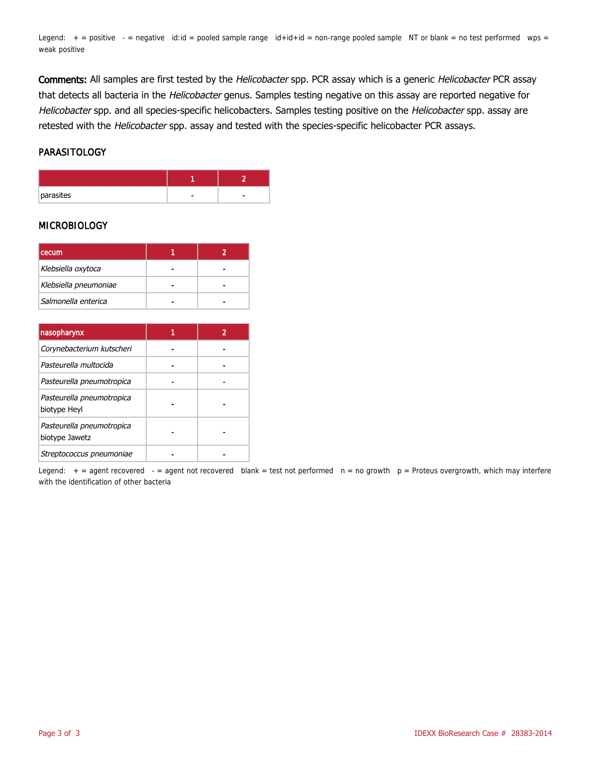Legend: + = positive - = negative id:id = pooled sample range id+id+id = non-range pooled sample NT or blank = no test performed wps = weak positive

**Comments:** All samples are first tested by the *Helicobacter* spp. PCR assay which is a generic *Helicobacter* PCR assay that detects all bacteria in the *Helicobacter* genus. Samples testing negative on this assay are reported negative for *Helicobacter* spp. and all species-specific helicobacters. Samples testing positive on the *Helicobacter* spp. assay are retested with the *Helicobacter* spp. assay and tested with the species-specific helicobacter PCR assays.

## PARASITOLOGY

| | 1 | 2 |
|---|---|---|
| parasites | - | - |

## MICROBIOLOGY

| cecum | 1 | 2 |
|---|---|---|
| *Klebsiella oxytoca* | - | - |
| *Klebsiella pneumoniae* | - | - |
| *Salmonella enterica* | - | - |

| nasopharynx | 1 | 2 |
|---|---|---|
| *Corynebacterium kutscheri* | - | - |
| *Pasteurella multocida* | - | - |
| *Pasteurella pneumotropica* | - | - |
| *Pasteurella pneumotropica* biotype Heyl | - | - |
| *Pasteurella pneumotropica* biotype Jawetz | - | - |
| *Streptococcus pneumoniae* | - | - |

Legend: + = agent recovered - = agent not recovered blank = test not performed n = no growth p = Proteus overgrowth, which may interfere with the identification of other bacteria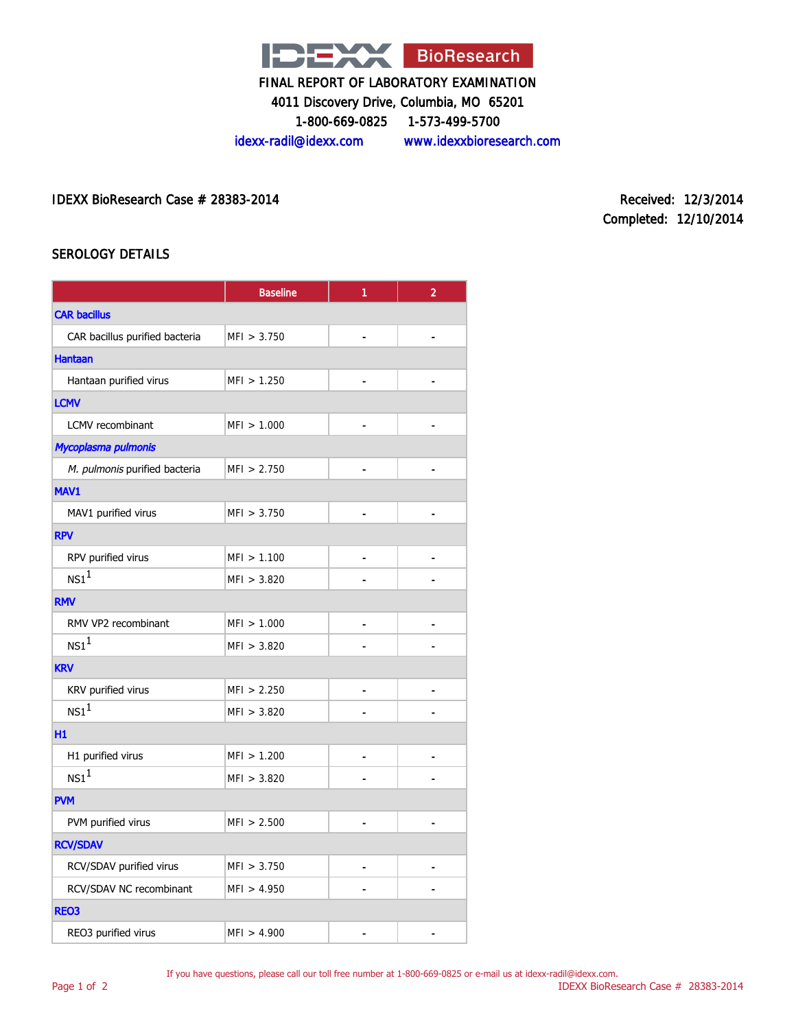# IDEXX BioResearch

FINAL REPORT OF LABORATORY EXAMINATION

4011 Discovery Drive, Columbia, MO 65201

1-800-669-0825 1-573-499-5700

idexx-radil@idexx.com www.idexxbioresearch.com

IDEXX BioResearch Case # 28383-2014

Received: 12/3/2014

Completed: 12/10/2014

## SEROLOGY DETAILS

| | Baseline | 1 | 2 |
|---|---|---|---|
| **CAR bacillus** | | | |
| CAR bacillus purified bacteria | MFI > 3.750 | - | - |
| **Hantaan** | | | |
| Hantaan purified virus | MFI > 1.250 | - | - |
| **LCMV** | | | |
| LCMV recombinant | MFI > 1.000 | - | - |
| ***Mycoplasma pulmonis*** | | | |
| *M. pulmonis* purified bacteria | MFI > 2.750 | - | - |
| **MAV1** | | | |
| MAV1 purified virus | MFI > 3.750 | - | - |
| **RPV** | | | |
| RPV purified virus | MFI > 1.100 | - | - |
| NS1[1] | MFI > 3.820 | - | - |
| **RMV** | | | |
| RMV VP2 recombinant | MFI > 1.000 | - | - |
| NS1[1] | MFI > 3.820 | - | - |
| **KRV** | | | |
| KRV purified virus | MFI > 2.250 | - | - |
| NS1[1] | MFI > 3.820 | - | - |
| **H1** | | | |
| H1 purified virus | MFI > 1.200 | - | - |
| NS1[1] | MFI > 3.820 | - | - |
| **PVM** | | | |
| PVM purified virus | MFI > 2.500 | - | - |
| **RCV/SDAV** | | | |
| RCV/SDAV purified virus | MFI > 3.750 | - | - |
| RCV/SDAV NC recombinant | MFI > 4.950 | - | - |
| **REO3** | | | |
| REO3 purified virus | MFI > 4.900 | - | - |

If you have questions, please call our toll free number at 1-800-669-0825 or e-mail us at idexx-radil@idexx.com.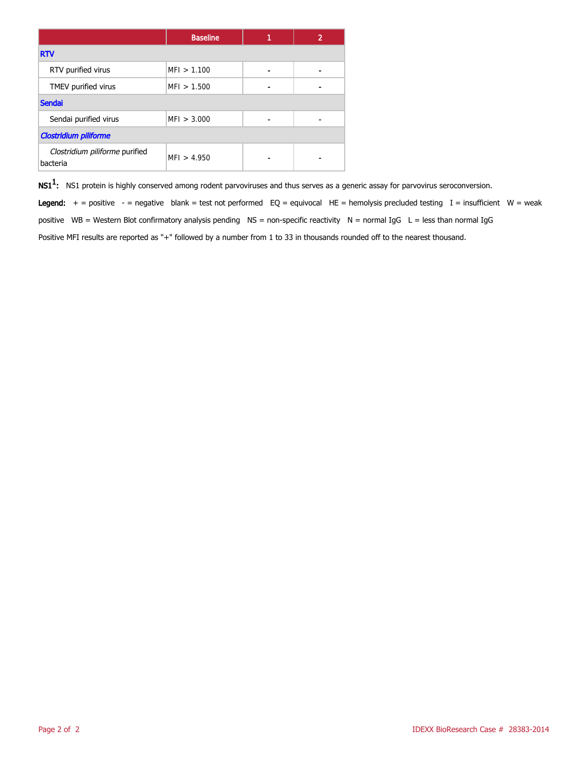| | Baseline | 1 | 2 |
|---|---|---|---|
| **RTV** | | | |
| RTV purified virus | MFI > 1.100 | - | - |
| TMEV purified virus | MFI > 1.500 | - | - |
| **Sendai** | | | |
| Sendai purified virus | MFI > 3.000 | - | - |
| ***Clostridium piliforme*** | | | |
| *Clostridium piliforme* purified bacteria | MFI > 4.950 | - | - |

**NS1[1]:** NS1 protein is highly conserved among rodent parvoviruses and thus serves as a generic assay for parvovirus seroconversion.

**Legend:** + = positive - = negative blank = test not performed EQ = equivocal HE = hemolysis precluded testing I = insufficient W = weak positive WB = Western Blot confirmatory analysis pending NS = non-specific reactivity N = normal IgG L = less than normal IgG

Positive MFI results are reported as "+" followed by a number from 1 to 33 in thousands rounded off to the nearest thousand.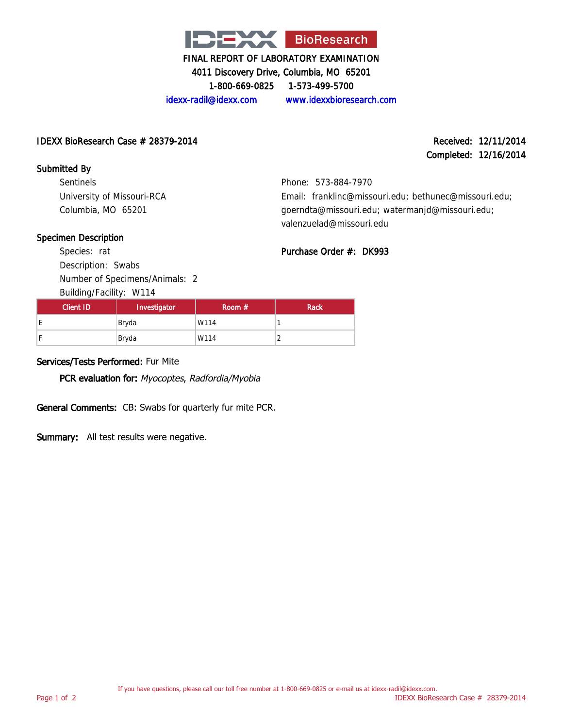IDEXX BioResearch

FINAL REPORT OF LABORATORY EXAMINATION
4011 Discovery Drive, Columbia, MO 65201
1-800-669-0825 1-573-499-5700
idexx-radil@idexx.com www.idexxbioresearch.com

IDEXX BioResearch Case # 28379-2014

Received: 12/11/2014
Completed: 12/16/2014

**Submitted By**

Sentinels
University of Missouri-RCA
Columbia, MO 65201

Phone: 573-884-7970
Email: franklinc@missouri.edu; bethunec@missouri.edu; goerndta@missouri.edu; watermanjd@missouri.edu; valenzuelad@missouri.edu

**Specimen Description**

Species: rat
Description: Swabs
Number of Specimens/Animals: 2
Building/Facility: W114

**Purchase Order #:** DK993

| Client ID | Investigator | Room # | Rack |
|---|---|---|---|
| E | Bryda | W114 | 1 |
| F | Bryda | W114 | 2 |

**Services/Tests Performed:** Fur Mite

**PCR evaluation for:** *Myocoptes, Radfordia/Myobia*

**General Comments:** CB: Swabs for quarterly fur mite PCR.

**Summary:** All test results were negative.

If you have questions, please call our toll free number at 1-800-669-0825 or e-mail us at idexx-radil@idexx.com.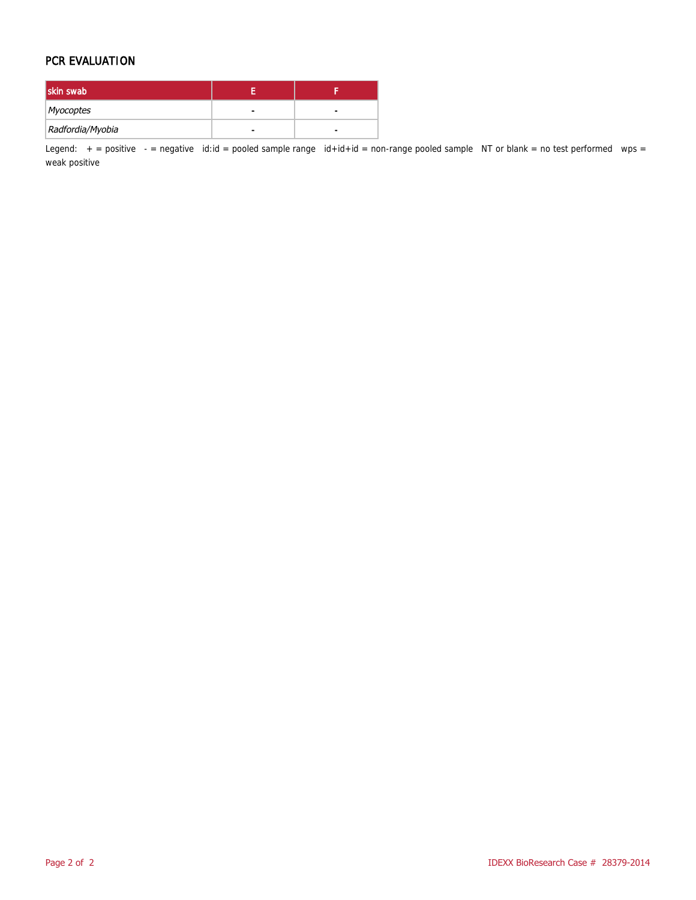## PCR EVALUATION

| skin swab | E | F |
|---|---|---|
| *Myocoptes* | - | - |
| *Radfordia/Myobia* | - | - |

Legend: + = positive - = negative id:id = pooled sample range id+id+id = non-range pooled sample NT or blank = no test performed wps = weak positive